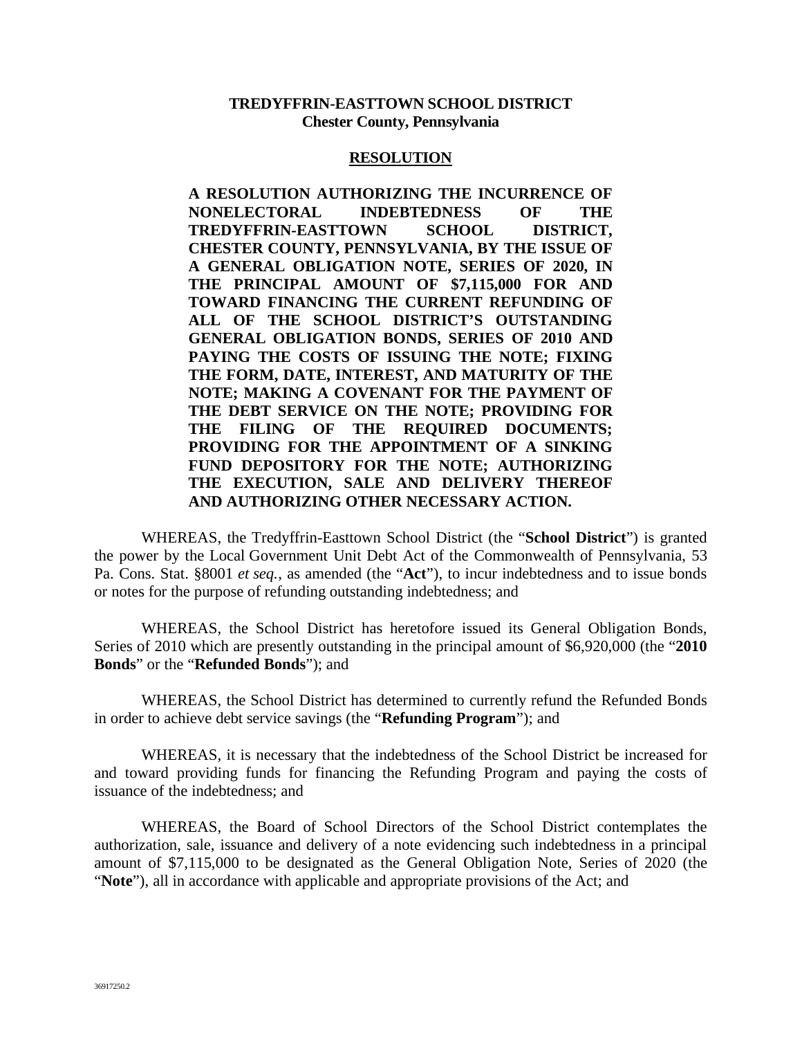**TREDYFFRIN-EASTTOWN SCHOOL DISTRICT**
**Chester County, Pennsylvania**

# RESOLUTION

**A RESOLUTION AUTHORIZING THE INCURRENCE OF NONELECTORAL INDEBTEDNESS OF THE TREDYFFRIN-EASTTOWN SCHOOL DISTRICT, CHESTER COUNTY, PENNSYLVANIA, BY THE ISSUE OF A GENERAL OBLIGATION NOTE, SERIES OF 2020, IN THE PRINCIPAL AMOUNT OF $7,115,000 FOR AND TOWARD FINANCING THE CURRENT REFUNDING OF ALL OF THE SCHOOL DISTRICT'S OUTSTANDING GENERAL OBLIGATION BONDS, SERIES OF 2010 AND PAYING THE COSTS OF ISSUING THE NOTE; FIXING THE FORM, DATE, INTEREST, AND MATURITY OF THE NOTE; MAKING A COVENANT FOR THE PAYMENT OF THE DEBT SERVICE ON THE NOTE; PROVIDING FOR THE FILING OF THE REQUIRED DOCUMENTS; PROVIDING FOR THE APPOINTMENT OF A SINKING FUND DEPOSITORY FOR THE NOTE; AUTHORIZING THE EXECUTION, SALE AND DELIVERY THEREOF AND AUTHORIZING OTHER NECESSARY ACTION.**

WHEREAS, the Tredyffrin-Easttown School District (the "**School District**") is granted the power by the Local Government Unit Debt Act of the Commonwealth of Pennsylvania, 53 Pa. Cons. Stat. §8001 *et seq.*, as amended (the "**Act**"), to incur indebtedness and to issue bonds or notes for the purpose of refunding outstanding indebtedness; and

WHEREAS, the School District has heretofore issued its General Obligation Bonds, Series of 2010 which are presently outstanding in the principal amount of $6,920,000 (the "**2010 Bonds**" or the "**Refunded Bonds**"); and

WHEREAS, the School District has determined to currently refund the Refunded Bonds in order to achieve debt service savings (the "**Refunding Program**"); and

WHEREAS, it is necessary that the indebtedness of the School District be increased for and toward providing funds for financing the Refunding Program and paying the costs of issuance of the indebtedness; and

WHEREAS, the Board of School Directors of the School District contemplates the authorization, sale, issuance and delivery of a note evidencing such indebtedness in a principal amount of $7,115,000 to be designated as the General Obligation Note, Series of 2020 (the "**Note**"), all in accordance with applicable and appropriate provisions of the Act; and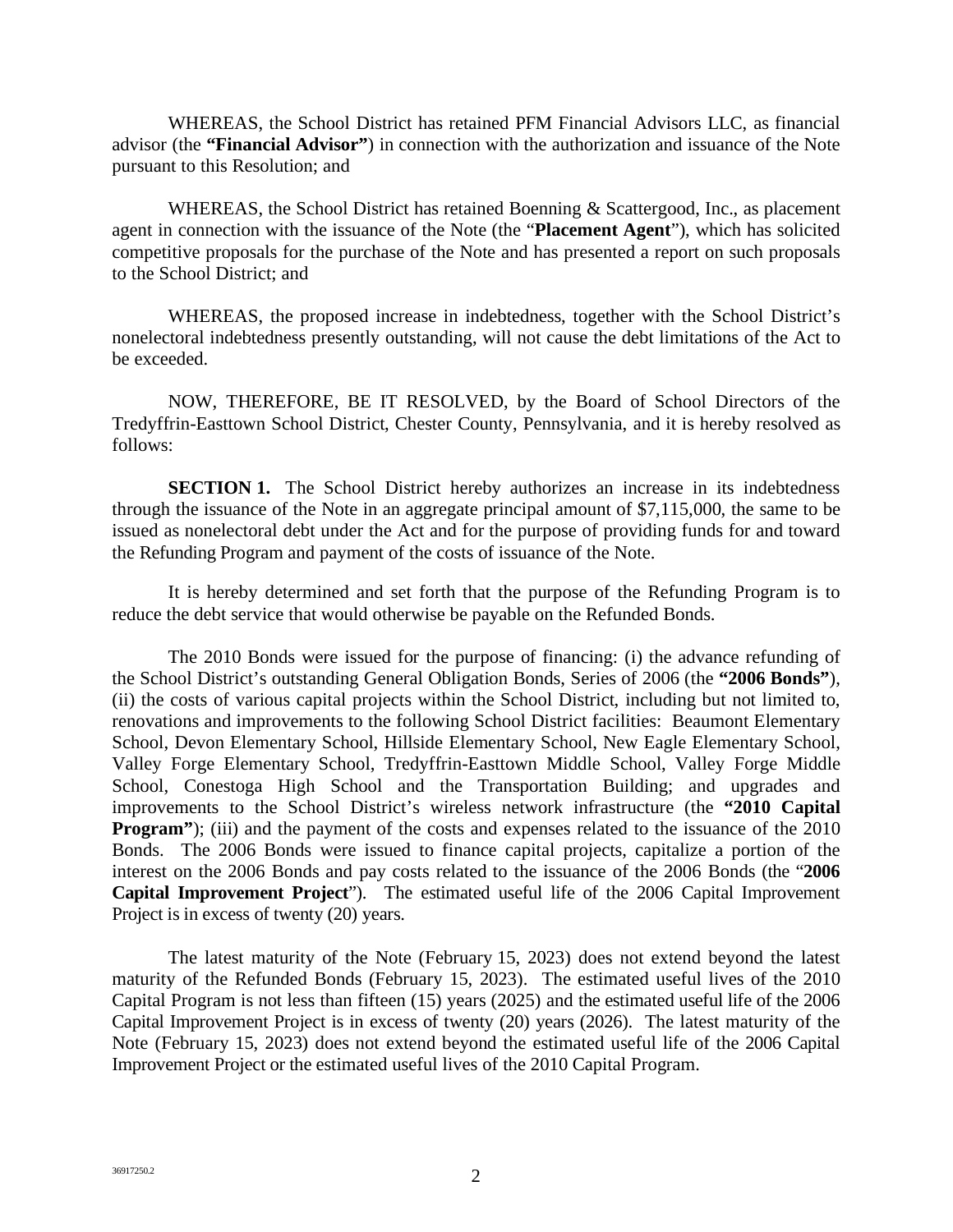WHEREAS, the School District has retained PFM Financial Advisors LLC, as financial advisor (the **"Financial Advisor"**) in connection with the authorization and issuance of the Note pursuant to this Resolution; and

WHEREAS, the School District has retained Boenning & Scattergood, Inc., as placement agent in connection with the issuance of the Note (the "**Placement Agent**"), which has solicited competitive proposals for the purchase of the Note and has presented a report on such proposals to the School District; and

WHEREAS, the proposed increase in indebtedness, together with the School District's nonelectoral indebtedness presently outstanding, will not cause the debt limitations of the Act to be exceeded.

NOW, THEREFORE, BE IT RESOLVED, by the Board of School Directors of the Tredyffrin-Easttown School District, Chester County, Pennsylvania, and it is hereby resolved as follows:

**SECTION 1.** The School District hereby authorizes an increase in its indebtedness through the issuance of the Note in an aggregate principal amount of $7,115,000, the same to be issued as nonelectoral debt under the Act and for the purpose of providing funds for and toward the Refunding Program and payment of the costs of issuance of the Note.

It is hereby determined and set forth that the purpose of the Refunding Program is to reduce the debt service that would otherwise be payable on the Refunded Bonds.

The 2010 Bonds were issued for the purpose of financing: (i) the advance refunding of the School District's outstanding General Obligation Bonds, Series of 2006 (the **"2006 Bonds"**), (ii) the costs of various capital projects within the School District, including but not limited to, renovations and improvements to the following School District facilities: Beaumont Elementary School, Devon Elementary School, Hillside Elementary School, New Eagle Elementary School, Valley Forge Elementary School, Tredyffrin-Easttown Middle School, Valley Forge Middle School, Conestoga High School and the Transportation Building; and upgrades and improvements to the School District's wireless network infrastructure (the **"2010 Capital Program"**); (iii) and the payment of the costs and expenses related to the issuance of the 2010 Bonds. The 2006 Bonds were issued to finance capital projects, capitalize a portion of the interest on the 2006 Bonds and pay costs related to the issuance of the 2006 Bonds (the "**2006 Capital Improvement Project**"). The estimated useful life of the 2006 Capital Improvement Project is in excess of twenty (20) years.

The latest maturity of the Note (February 15, 2023) does not extend beyond the latest maturity of the Refunded Bonds (February 15, 2023). The estimated useful lives of the 2010 Capital Program is not less than fifteen (15) years (2025) and the estimated useful life of the 2006 Capital Improvement Project is in excess of twenty (20) years (2026). The latest maturity of the Note (February 15, 2023) does not extend beyond the estimated useful life of the 2006 Capital Improvement Project or the estimated useful lives of the 2010 Capital Program.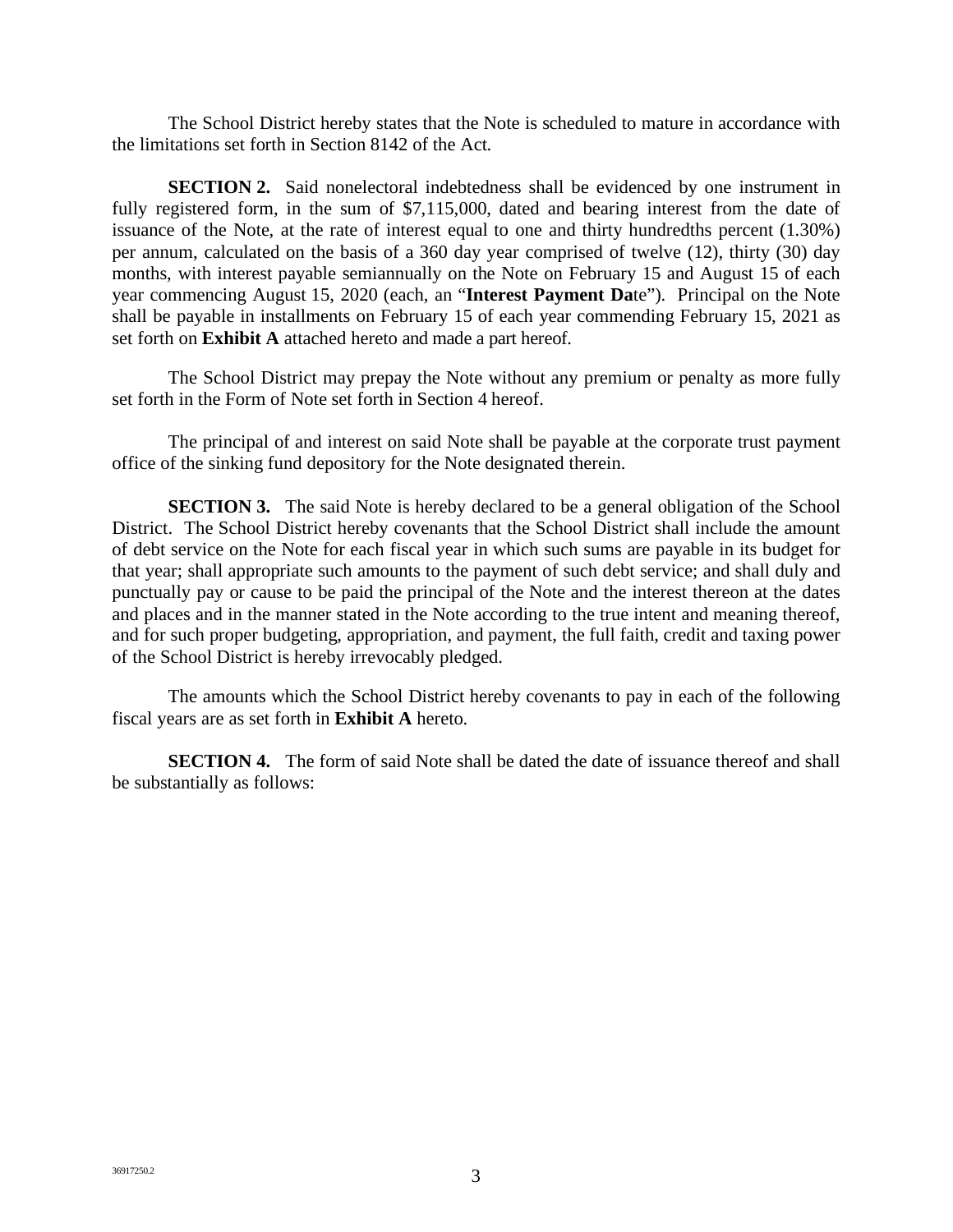The School District hereby states that the Note is scheduled to mature in accordance with the limitations set forth in Section 8142 of the Act.

**SECTION 2.** Said nonelectoral indebtedness shall be evidenced by one instrument in fully registered form, in the sum of $7,115,000, dated and bearing interest from the date of issuance of the Note, at the rate of interest equal to one and thirty hundredths percent (1.30%) per annum, calculated on the basis of a 360 day year comprised of twelve (12), thirty (30) day months, with interest payable semiannually on the Note on February 15 and August 15 of each year commencing August 15, 2020 (each, an "**Interest Payment Da**te"). Principal on the Note shall be payable in installments on February 15 of each year commending February 15, 2021 as set forth on **Exhibit A** attached hereto and made a part hereof.

The School District may prepay the Note without any premium or penalty as more fully set forth in the Form of Note set forth in Section 4 hereof.

The principal of and interest on said Note shall be payable at the corporate trust payment office of the sinking fund depository for the Note designated therein.

**SECTION 3.** The said Note is hereby declared to be a general obligation of the School District. The School District hereby covenants that the School District shall include the amount of debt service on the Note for each fiscal year in which such sums are payable in its budget for that year; shall appropriate such amounts to the payment of such debt service; and shall duly and punctually pay or cause to be paid the principal of the Note and the interest thereon at the dates and places and in the manner stated in the Note according to the true intent and meaning thereof, and for such proper budgeting, appropriation, and payment, the full faith, credit and taxing power of the School District is hereby irrevocably pledged.

The amounts which the School District hereby covenants to pay in each of the following fiscal years are as set forth in **Exhibit A** hereto.

**SECTION 4.** The form of said Note shall be dated the date of issuance thereof and shall be substantially as follows: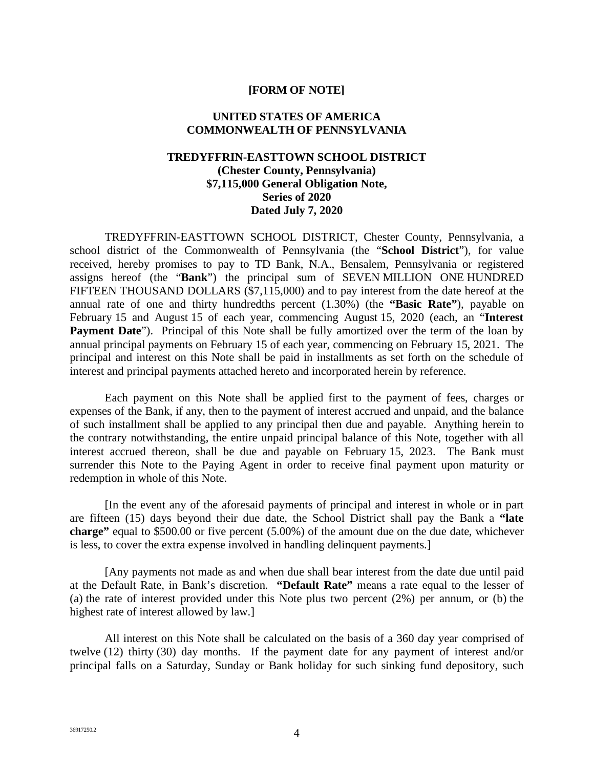**[FORM OF NOTE]**

**UNITED STATES OF AMERICA**
**COMMONWEALTH OF PENNSYLVANIA**

**TREDYFFRIN-EASTTOWN SCHOOL DISTRICT**
**(Chester County, Pennsylvania)**
**$7,115,000 General Obligation Note,**
**Series of 2020**
**Dated July 7, 2020**

TREDYFFRIN-EASTTOWN SCHOOL DISTRICT, Chester County, Pennsylvania, a school district of the Commonwealth of Pennsylvania (the "**School District**"), for value received, hereby promises to pay to TD Bank, N.A., Bensalem, Pennsylvania or registered assigns hereof (the "**Bank**") the principal sum of SEVEN MILLION ONE HUNDRED FIFTEEN THOUSAND DOLLARS ($7,115,000) and to pay interest from the date hereof at the annual rate of one and thirty hundredths percent (1.30%) (the **"Basic Rate"**), payable on February 15 and August 15 of each year, commencing August 15, 2020 (each, an "**Interest Payment Date**"). Principal of this Note shall be fully amortized over the term of the loan by annual principal payments on February 15 of each year, commencing on February 15, 2021. The principal and interest on this Note shall be paid in installments as set forth on the schedule of interest and principal payments attached hereto and incorporated herein by reference.

Each payment on this Note shall be applied first to the payment of fees, charges or expenses of the Bank, if any, then to the payment of interest accrued and unpaid, and the balance of such installment shall be applied to any principal then due and payable. Anything herein to the contrary notwithstanding, the entire unpaid principal balance of this Note, together with all interest accrued thereon, shall be due and payable on February 15, 2023. The Bank must surrender this Note to the Paying Agent in order to receive final payment upon maturity or redemption in whole of this Note.

[In the event any of the aforesaid payments of principal and interest in whole or in part are fifteen (15) days beyond their due date, the School District shall pay the Bank a **"late charge"** equal to $500.00 or five percent (5.00%) of the amount due on the due date, whichever is less, to cover the extra expense involved in handling delinquent payments.]

[Any payments not made as and when due shall bear interest from the date due until paid at the Default Rate, in Bank's discretion. **"Default Rate"** means a rate equal to the lesser of (a) the rate of interest provided under this Note plus two percent (2%) per annum, or (b) the highest rate of interest allowed by law.]

All interest on this Note shall be calculated on the basis of a 360 day year comprised of twelve (12) thirty (30) day months. If the payment date for any payment of interest and/or principal falls on a Saturday, Sunday or Bank holiday for such sinking fund depository, such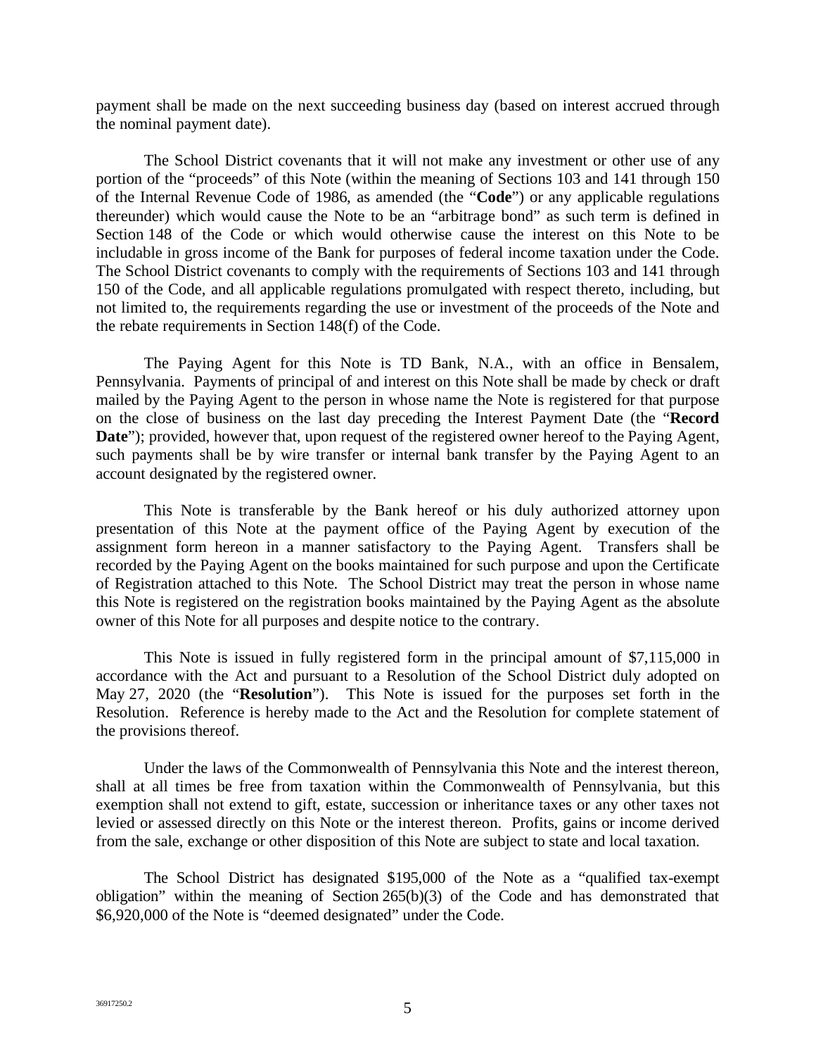payment shall be made on the next succeeding business day (based on interest accrued through the nominal payment date).

The School District covenants that it will not make any investment or other use of any portion of the "proceeds" of this Note (within the meaning of Sections 103 and 141 through 150 of the Internal Revenue Code of 1986, as amended (the "**Code**") or any applicable regulations thereunder) which would cause the Note to be an "arbitrage bond" as such term is defined in Section 148 of the Code or which would otherwise cause the interest on this Note to be includable in gross income of the Bank for purposes of federal income taxation under the Code. The School District covenants to comply with the requirements of Sections 103 and 141 through 150 of the Code, and all applicable regulations promulgated with respect thereto, including, but not limited to, the requirements regarding the use or investment of the proceeds of the Note and the rebate requirements in Section 148(f) of the Code.

The Paying Agent for this Note is TD Bank, N.A., with an office in Bensalem, Pennsylvania. Payments of principal of and interest on this Note shall be made by check or draft mailed by the Paying Agent to the person in whose name the Note is registered for that purpose on the close of business on the last day preceding the Interest Payment Date (the "**Record Date**"); provided, however that, upon request of the registered owner hereof to the Paying Agent, such payments shall be by wire transfer or internal bank transfer by the Paying Agent to an account designated by the registered owner.

This Note is transferable by the Bank hereof or his duly authorized attorney upon presentation of this Note at the payment office of the Paying Agent by execution of the assignment form hereon in a manner satisfactory to the Paying Agent. Transfers shall be recorded by the Paying Agent on the books maintained for such purpose and upon the Certificate of Registration attached to this Note. The School District may treat the person in whose name this Note is registered on the registration books maintained by the Paying Agent as the absolute owner of this Note for all purposes and despite notice to the contrary.

This Note is issued in fully registered form in the principal amount of $7,115,000 in accordance with the Act and pursuant to a Resolution of the School District duly adopted on May 27, 2020 (the "**Resolution**"). This Note is issued for the purposes set forth in the Resolution. Reference is hereby made to the Act and the Resolution for complete statement of the provisions thereof.

Under the laws of the Commonwealth of Pennsylvania this Note and the interest thereon, shall at all times be free from taxation within the Commonwealth of Pennsylvania, but this exemption shall not extend to gift, estate, succession or inheritance taxes or any other taxes not levied or assessed directly on this Note or the interest thereon. Profits, gains or income derived from the sale, exchange or other disposition of this Note are subject to state and local taxation.

The School District has designated $195,000 of the Note as a "qualified tax-exempt obligation" within the meaning of Section 265(b)(3) of the Code and has demonstrated that $6,920,000 of the Note is "deemed designated" under the Code.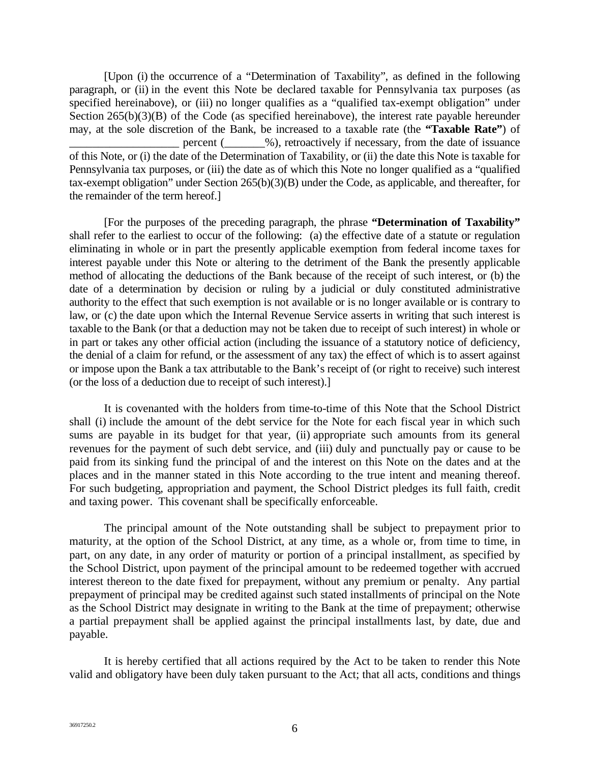[Upon (i) the occurrence of a "Determination of Taxability", as defined in the following paragraph, or (ii) in the event this Note be declared taxable for Pennsylvania tax purposes (as specified hereinabove), or (iii) no longer qualifies as a "qualified tax-exempt obligation" under Section 265(b)(3)(B) of the Code (as specified hereinabove), the interest rate payable hereunder may, at the sole discretion of the Bank, be increased to a taxable rate (the **"Taxable Rate"**) of ___________________ percent (_______%), retroactively if necessary, from the date of issuance of this Note, or (i) the date of the Determination of Taxability, or (ii) the date this Note is taxable for Pennsylvania tax purposes, or (iii) the date as of which this Note no longer qualified as a "qualified tax-exempt obligation" under Section 265(b)(3)(B) under the Code, as applicable, and thereafter, for the remainder of the term hereof.]

[For the purposes of the preceding paragraph, the phrase **"Determination of Taxability"** shall refer to the earliest to occur of the following: (a) the effective date of a statute or regulation eliminating in whole or in part the presently applicable exemption from federal income taxes for interest payable under this Note or altering to the detriment of the Bank the presently applicable method of allocating the deductions of the Bank because of the receipt of such interest, or (b) the date of a determination by decision or ruling by a judicial or duly constituted administrative authority to the effect that such exemption is not available or is no longer available or is contrary to law, or (c) the date upon which the Internal Revenue Service asserts in writing that such interest is taxable to the Bank (or that a deduction may not be taken due to receipt of such interest) in whole or in part or takes any other official action (including the issuance of a statutory notice of deficiency, the denial of a claim for refund, or the assessment of any tax) the effect of which is to assert against or impose upon the Bank a tax attributable to the Bank's receipt of (or right to receive) such interest (or the loss of a deduction due to receipt of such interest).]

It is covenanted with the holders from time-to-time of this Note that the School District shall (i) include the amount of the debt service for the Note for each fiscal year in which such sums are payable in its budget for that year, (ii) appropriate such amounts from its general revenues for the payment of such debt service, and (iii) duly and punctually pay or cause to be paid from its sinking fund the principal of and the interest on this Note on the dates and at the places and in the manner stated in this Note according to the true intent and meaning thereof. For such budgeting, appropriation and payment, the School District pledges its full faith, credit and taxing power. This covenant shall be specifically enforceable.

The principal amount of the Note outstanding shall be subject to prepayment prior to maturity, at the option of the School District, at any time, as a whole or, from time to time, in part, on any date, in any order of maturity or portion of a principal installment, as specified by the School District, upon payment of the principal amount to be redeemed together with accrued interest thereon to the date fixed for prepayment, without any premium or penalty. Any partial prepayment of principal may be credited against such stated installments of principal on the Note as the School District may designate in writing to the Bank at the time of prepayment; otherwise a partial prepayment shall be applied against the principal installments last, by date, due and payable.

It is hereby certified that all actions required by the Act to be taken to render this Note valid and obligatory have been duly taken pursuant to the Act; that all acts, conditions and things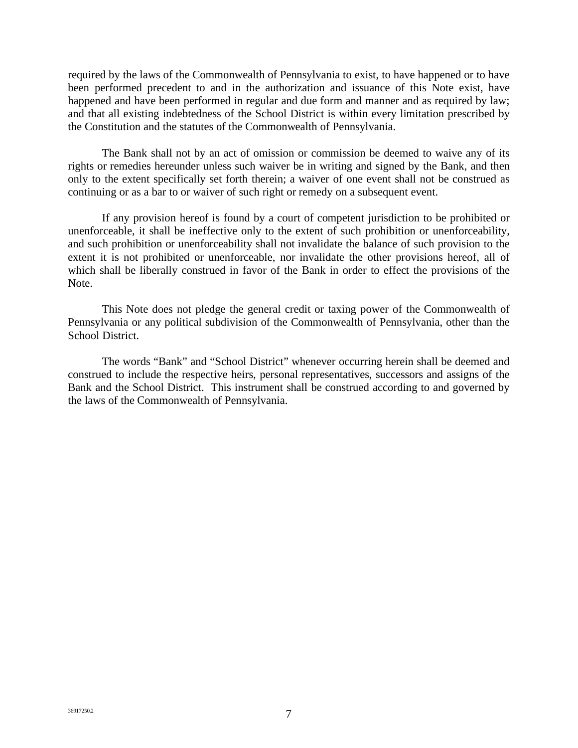required by the laws of the Commonwealth of Pennsylvania to exist, to have happened or to have been performed precedent to and in the authorization and issuance of this Note exist, have happened and have been performed in regular and due form and manner and as required by law; and that all existing indebtedness of the School District is within every limitation prescribed by the Constitution and the statutes of the Commonwealth of Pennsylvania.

The Bank shall not by an act of omission or commission be deemed to waive any of its rights or remedies hereunder unless such waiver be in writing and signed by the Bank, and then only to the extent specifically set forth therein; a waiver of one event shall not be construed as continuing or as a bar to or waiver of such right or remedy on a subsequent event.

If any provision hereof is found by a court of competent jurisdiction to be prohibited or unenforceable, it shall be ineffective only to the extent of such prohibition or unenforceability, and such prohibition or unenforceability shall not invalidate the balance of such provision to the extent it is not prohibited or unenforceable, nor invalidate the other provisions hereof, all of which shall be liberally construed in favor of the Bank in order to effect the provisions of the Note.

This Note does not pledge the general credit or taxing power of the Commonwealth of Pennsylvania or any political subdivision of the Commonwealth of Pennsylvania, other than the School District.

The words "Bank" and "School District" whenever occurring herein shall be deemed and construed to include the respective heirs, personal representatives, successors and assigns of the Bank and the School District. This instrument shall be construed according to and governed by the laws of the Commonwealth of Pennsylvania.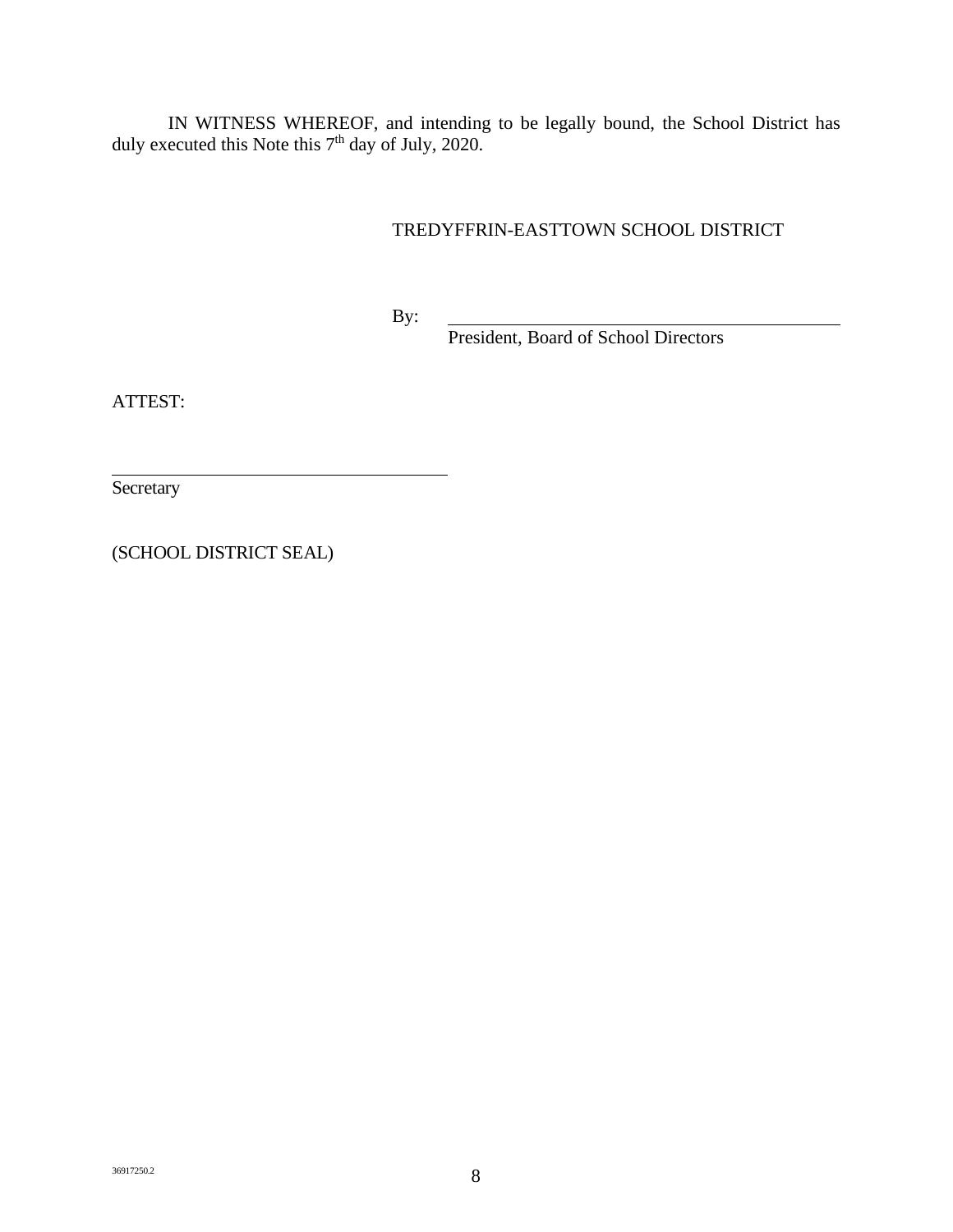IN WITNESS WHEREOF, and intending to be legally bound, the School District has duly executed this Note this 7th day of July, 2020.

TREDYFFRIN-EASTTOWN SCHOOL DISTRICT

By: ______________________________________

President, Board of School Directors

ATTEST:

______________________________________

Secretary

(SCHOOL DISTRICT SEAL)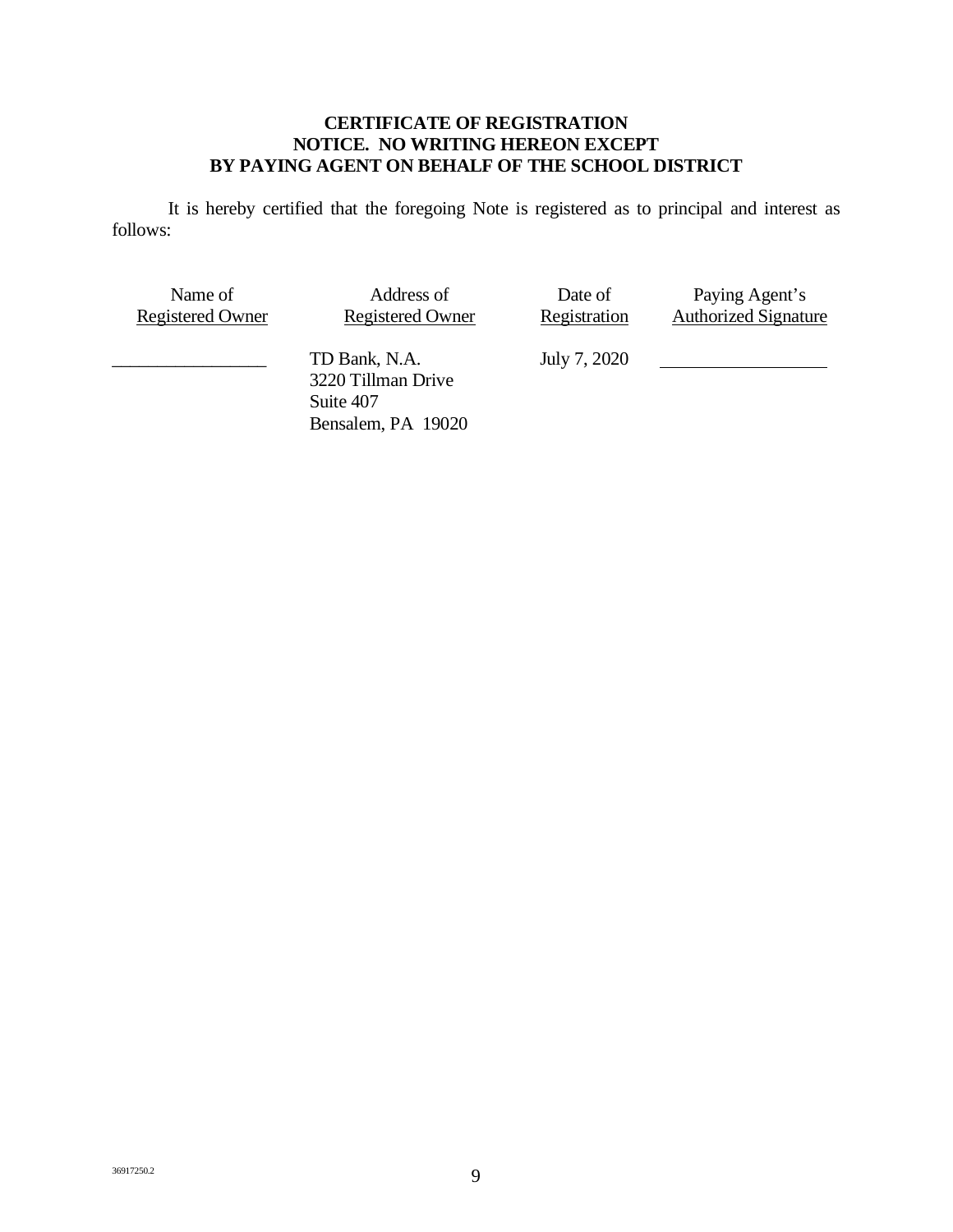**CERTIFICATE OF REGISTRATION**
**NOTICE. NO WRITING HEREON EXCEPT**
**BY PAYING AGENT ON BEHALF OF THE SCHOOL DISTRICT**

It is hereby certified that the foregoing Note is registered as to principal and interest as follows:

| Name of Registered Owner | Address of Registered Owner | Date of Registration | Paying Agent's Authorized Signature |
|---|---|---|---|
| ________________ | TD Bank, N.A.<br>3220 Tillman Drive<br>Suite 407<br>Bensalem, PA 19020 | July 7, 2020 | ________________ |

36917250.2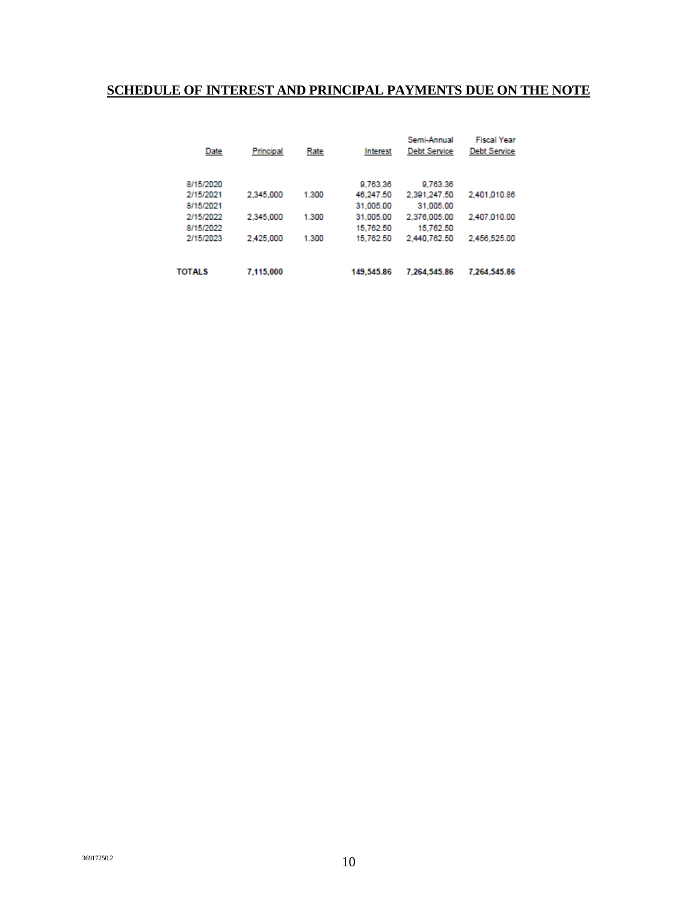**SCHEDULE OF INTEREST AND PRINCIPAL PAYMENTS DUE ON THE NOTE**

| Date | Principal | Rate | Interest | Semi-Annual Debt Service | Fiscal Year Debt Service |
|---|---|---|---|---|---|
| 8/15/2020 | | | 9,763.36 | 9,763.36 | |
| 2/15/2021 | 2,345,000 | 1.300 | 46,247.50 | 2,391,247.50 | 2,401,010.86 |
| 8/15/2021 | | | 31,005.00 | 31,005.00 | |
| 2/15/2022 | 2,345,000 | 1.300 | 31,005.00 | 2,376,005.00 | 2,407,010.00 |
| 8/15/2022 | | | 15,762.50 | 15,762.50 | |
| 2/15/2023 | 2,425,000 | 1.300 | 15,762.50 | 2,440,762.50 | 2,456,525.00 |
| **TOTALS** | **7,115,000** | | **149,545.86** | **7,264,545.86** | **7,264,545.86** |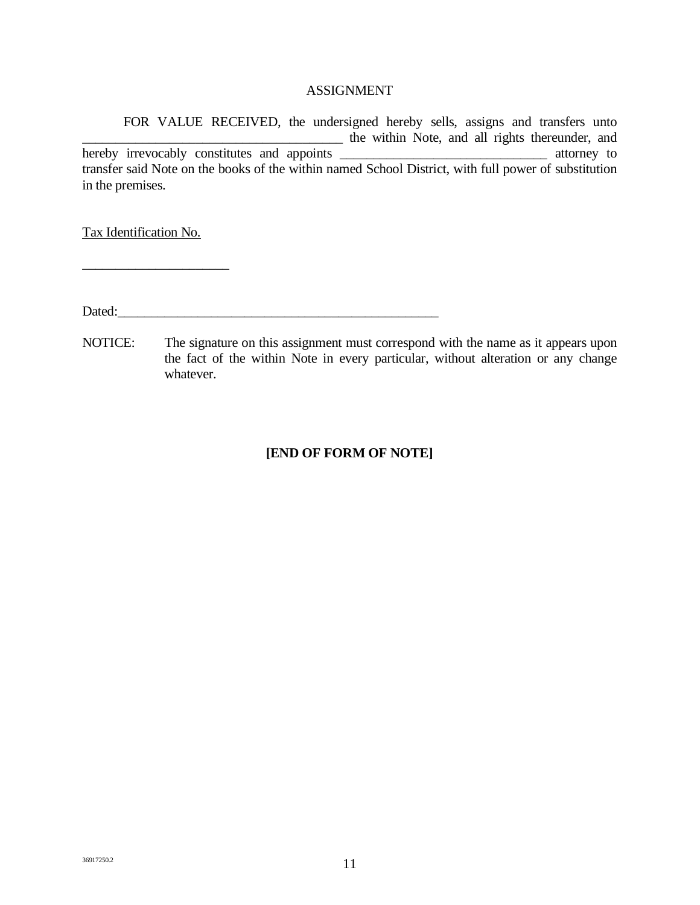ASSIGNMENT

FOR VALUE RECEIVED, the undersigned hereby sells, assigns and transfers unto _______________________________________ the within Note, and all rights thereunder, and hereby irrevocably constitutes and appoints ______________________________ attorney to transfer said Note on the books of the within named School District, with full power of substitution in the premises.

Tax Identification No.

_____________________

Dated:_______________________________________________

NOTICE: The signature on this assignment must correspond with the name as it appears upon the fact of the within Note in every particular, without alteration or any change whatever.

**[END OF FORM OF NOTE]**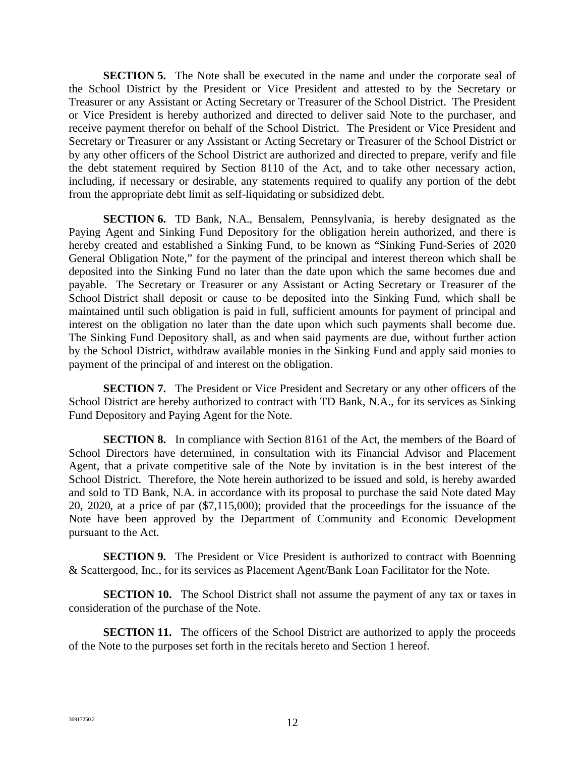**SECTION 5.** The Note shall be executed in the name and under the corporate seal of the School District by the President or Vice President and attested to by the Secretary or Treasurer or any Assistant or Acting Secretary or Treasurer of the School District. The President or Vice President is hereby authorized and directed to deliver said Note to the purchaser, and receive payment therefor on behalf of the School District. The President or Vice President and Secretary or Treasurer or any Assistant or Acting Secretary or Treasurer of the School District or by any other officers of the School District are authorized and directed to prepare, verify and file the debt statement required by Section 8110 of the Act, and to take other necessary action, including, if necessary or desirable, any statements required to qualify any portion of the debt from the appropriate debt limit as self-liquidating or subsidized debt.

**SECTION 6.** TD Bank, N.A., Bensalem, Pennsylvania, is hereby designated as the Paying Agent and Sinking Fund Depository for the obligation herein authorized, and there is hereby created and established a Sinking Fund, to be known as "Sinking Fund-Series of 2020 General Obligation Note," for the payment of the principal and interest thereon which shall be deposited into the Sinking Fund no later than the date upon which the same becomes due and payable. The Secretary or Treasurer or any Assistant or Acting Secretary or Treasurer of the School District shall deposit or cause to be deposited into the Sinking Fund, which shall be maintained until such obligation is paid in full, sufficient amounts for payment of principal and interest on the obligation no later than the date upon which such payments shall become due. The Sinking Fund Depository shall, as and when said payments are due, without further action by the School District, withdraw available monies in the Sinking Fund and apply said monies to payment of the principal of and interest on the obligation.

**SECTION 7.** The President or Vice President and Secretary or any other officers of the School District are hereby authorized to contract with TD Bank, N.A., for its services as Sinking Fund Depository and Paying Agent for the Note.

**SECTION 8.** In compliance with Section 8161 of the Act, the members of the Board of School Directors have determined, in consultation with its Financial Advisor and Placement Agent, that a private competitive sale of the Note by invitation is in the best interest of the School District. Therefore, the Note herein authorized to be issued and sold, is hereby awarded and sold to TD Bank, N.A. in accordance with its proposal to purchase the said Note dated May 20, 2020, at a price of par ($7,115,000); provided that the proceedings for the issuance of the Note have been approved by the Department of Community and Economic Development pursuant to the Act.

**SECTION 9.** The President or Vice President is authorized to contract with Boenning & Scattergood, Inc., for its services as Placement Agent/Bank Loan Facilitator for the Note.

**SECTION 10.** The School District shall not assume the payment of any tax or taxes in consideration of the purchase of the Note.

**SECTION 11.** The officers of the School District are authorized to apply the proceeds of the Note to the purposes set forth in the recitals hereto and Section 1 hereof.

36917250.2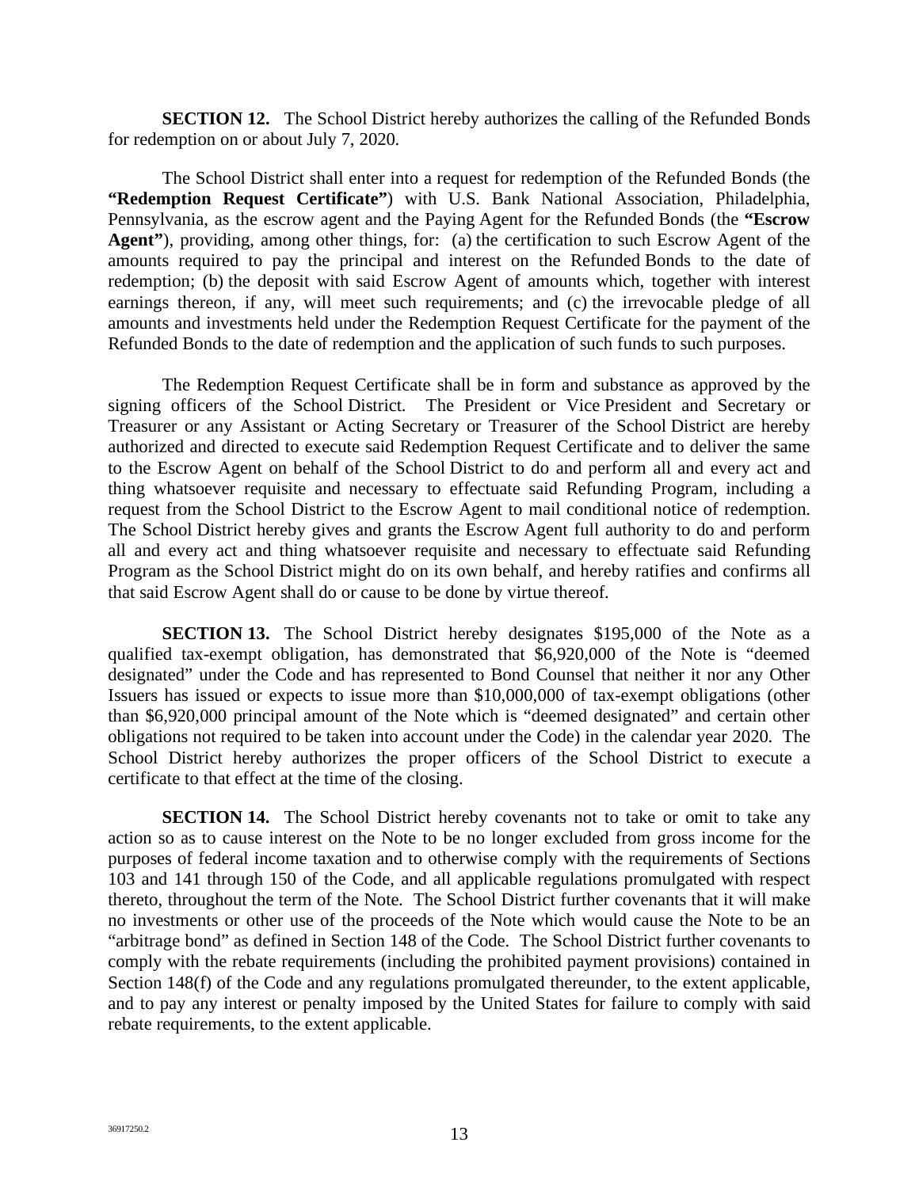**SECTION 12.** The School District hereby authorizes the calling of the Refunded Bonds for redemption on or about July 7, 2020.

The School District shall enter into a request for redemption of the Refunded Bonds (the **"Redemption Request Certificate"**) with U.S. Bank National Association, Philadelphia, Pennsylvania, as the escrow agent and the Paying Agent for the Refunded Bonds (the **"Escrow Agent"**), providing, among other things, for: (a) the certification to such Escrow Agent of the amounts required to pay the principal and interest on the Refunded Bonds to the date of redemption; (b) the deposit with said Escrow Agent of amounts which, together with interest earnings thereon, if any, will meet such requirements; and (c) the irrevocable pledge of all amounts and investments held under the Redemption Request Certificate for the payment of the Refunded Bonds to the date of redemption and the application of such funds to such purposes.

The Redemption Request Certificate shall be in form and substance as approved by the signing officers of the School District. The President or Vice President and Secretary or Treasurer or any Assistant or Acting Secretary or Treasurer of the School District are hereby authorized and directed to execute said Redemption Request Certificate and to deliver the same to the Escrow Agent on behalf of the School District to do and perform all and every act and thing whatsoever requisite and necessary to effectuate said Refunding Program, including a request from the School District to the Escrow Agent to mail conditional notice of redemption. The School District hereby gives and grants the Escrow Agent full authority to do and perform all and every act and thing whatsoever requisite and necessary to effectuate said Refunding Program as the School District might do on its own behalf, and hereby ratifies and confirms all that said Escrow Agent shall do or cause to be done by virtue thereof.

**SECTION 13.** The School District hereby designates $195,000 of the Note as a qualified tax-exempt obligation, has demonstrated that $6,920,000 of the Note is "deemed designated" under the Code and has represented to Bond Counsel that neither it nor any Other Issuers has issued or expects to issue more than $10,000,000 of tax-exempt obligations (other than $6,920,000 principal amount of the Note which is "deemed designated" and certain other obligations not required to be taken into account under the Code) in the calendar year 2020. The School District hereby authorizes the proper officers of the School District to execute a certificate to that effect at the time of the closing.

**SECTION 14.** The School District hereby covenants not to take or omit to take any action so as to cause interest on the Note to be no longer excluded from gross income for the purposes of federal income taxation and to otherwise comply with the requirements of Sections 103 and 141 through 150 of the Code, and all applicable regulations promulgated with respect thereto, throughout the term of the Note. The School District further covenants that it will make no investments or other use of the proceeds of the Note which would cause the Note to be an "arbitrage bond" as defined in Section 148 of the Code. The School District further covenants to comply with the rebate requirements (including the prohibited payment provisions) contained in Section 148(f) of the Code and any regulations promulgated thereunder, to the extent applicable, and to pay any interest or penalty imposed by the United States for failure to comply with said rebate requirements, to the extent applicable.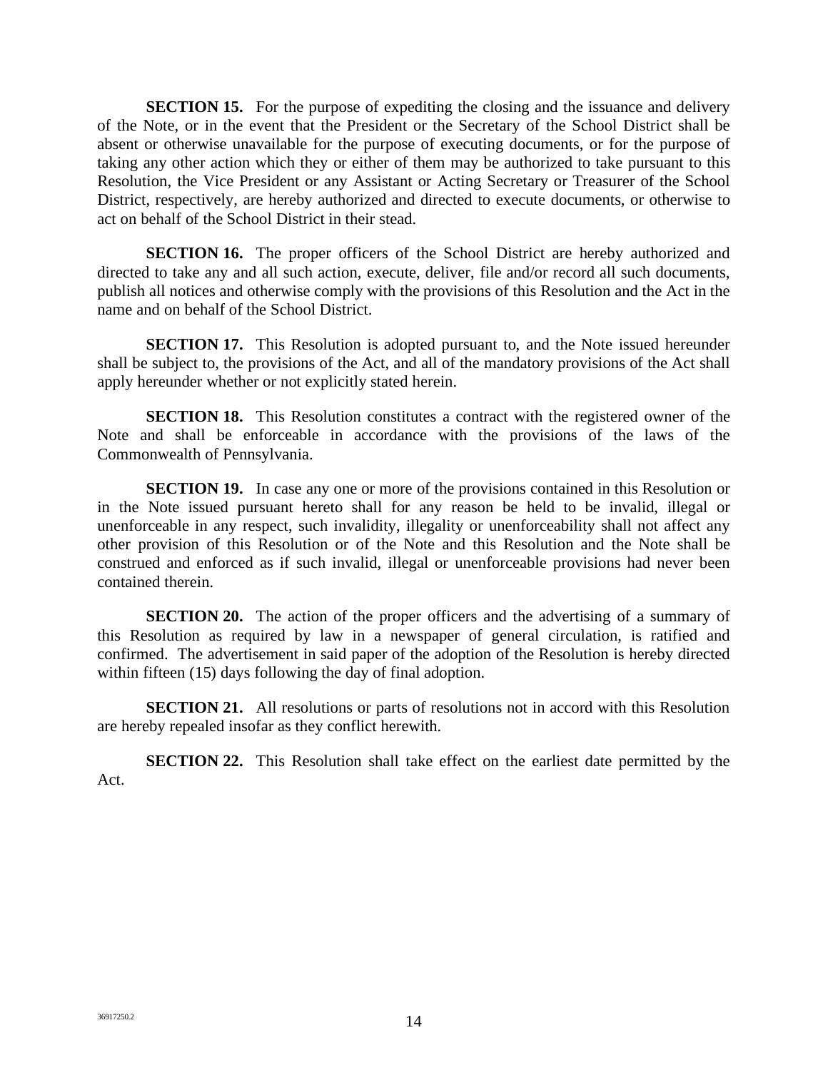**SECTION 15.** For the purpose of expediting the closing and the issuance and delivery of the Note, or in the event that the President or the Secretary of the School District shall be absent or otherwise unavailable for the purpose of executing documents, or for the purpose of taking any other action which they or either of them may be authorized to take pursuant to this Resolution, the Vice President or any Assistant or Acting Secretary or Treasurer of the School District, respectively, are hereby authorized and directed to execute documents, or otherwise to act on behalf of the School District in their stead.

**SECTION 16.** The proper officers of the School District are hereby authorized and directed to take any and all such action, execute, deliver, file and/or record all such documents, publish all notices and otherwise comply with the provisions of this Resolution and the Act in the name and on behalf of the School District.

**SECTION 17.** This Resolution is adopted pursuant to, and the Note issued hereunder shall be subject to, the provisions of the Act, and all of the mandatory provisions of the Act shall apply hereunder whether or not explicitly stated herein.

**SECTION 18.** This Resolution constitutes a contract with the registered owner of the Note and shall be enforceable in accordance with the provisions of the laws of the Commonwealth of Pennsylvania.

**SECTION 19.** In case any one or more of the provisions contained in this Resolution or in the Note issued pursuant hereto shall for any reason be held to be invalid, illegal or unenforceable in any respect, such invalidity, illegality or unenforceability shall not affect any other provision of this Resolution or of the Note and this Resolution and the Note shall be construed and enforced as if such invalid, illegal or unenforceable provisions had never been contained therein.

**SECTION 20.** The action of the proper officers and the advertising of a summary of this Resolution as required by law in a newspaper of general circulation, is ratified and confirmed. The advertisement in said paper of the adoption of the Resolution is hereby directed within fifteen (15) days following the day of final adoption.

**SECTION 21.** All resolutions or parts of resolutions not in accord with this Resolution are hereby repealed insofar as they conflict herewith.

**SECTION 22.** This Resolution shall take effect on the earliest date permitted by the Act.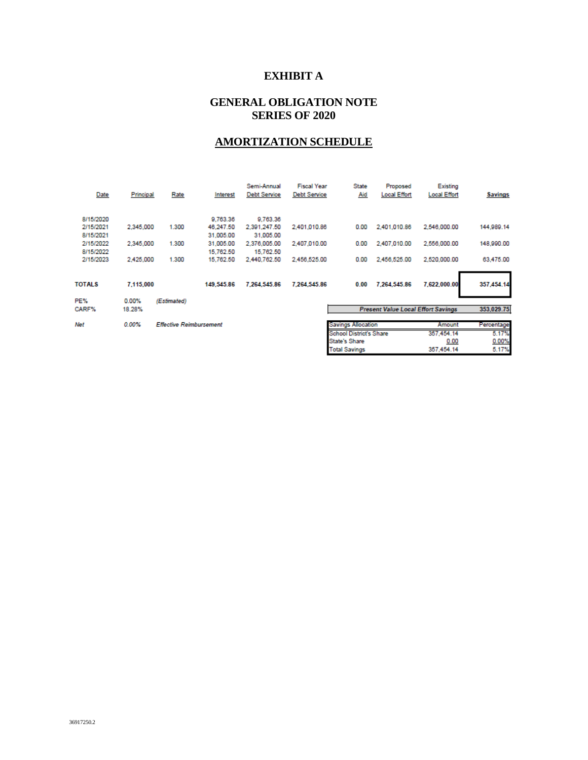# EXHIBIT A

## GENERAL OBLIGATION NOTE SERIES OF 2020

## AMORTIZATION SCHEDULE

| Date | Principal | Rate | Interest | Semi-Annual Debt Service | Fiscal Year Debt Service | State Aid | Proposed Local Effort | Existing Local Effort | Savings |
|---|---|---|---|---|---|---|---|---|---|
| 8/15/2020 | | | 9,763.36 | 9,763.36 | | | | | |
| 2/15/2021 | 2,345,000 | 1.300 | 46,247.50 | 2,391,247.50 | 2,401,010.86 | 0.00 | 2,401,010.86 | 2,546,000.00 | 144,989.14 |
| 8/15/2021 | | | 31,005.00 | 31,005.00 | | | | | |
| 2/15/2022 | 2,345,000 | 1.300 | 31,005.00 | 2,376,005.00 | 2,407,010.00 | 0.00 | 2,407,010.00 | 2,556,000.00 | 148,990.00 |
| 8/15/2022 | | | 15,762.50 | 15,762.50 | | | | | |
| 2/15/2023 | 2,425,000 | 1.300 | 15,762.50 | 2,440,762.50 | 2,456,525.00 | 0.00 | 2,456,525.00 | 2,520,000.00 | 63,475.00 |
| **TOTALS** | **7,115,000** | | **149,545.86** | **7,264,545.86** | **7,264,545.86** | **0.00** | **7,264,545.86** | **7,622,000.00** | **357,454.14** |

| | | |
|---|---|---|
| PE% | 0.00% | *(Estimated)* |
| CARF% | 18.28% | |
| *Net* | *0.00%* | *Effective Reimbursement* |

| ***Present Value Local Effort Savings*** | | **353,029.75** |
|---|---|---|
| Savings Allocation | Amount | Percentage |
| School District's Share | 357,454.14 | 5.17% |
| State's Share | 0.00 | 0.00% |
| Total Savings | 357,454.14 | 5.17% |

36917250.2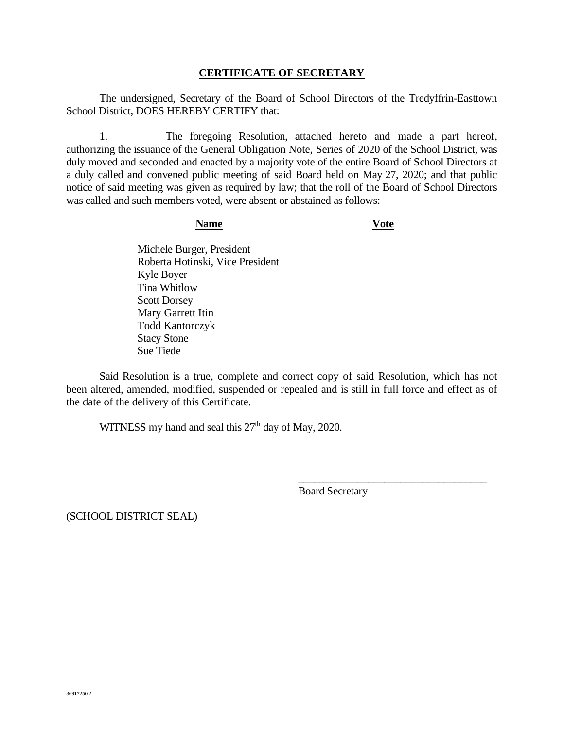**CERTIFICATE OF SECRETARY**

The undersigned, Secretary of the Board of School Directors of the Tredyffrin-Easttown School District, DOES HEREBY CERTIFY that:

1. The foregoing Resolution, attached hereto and made a part hereof, authorizing the issuance of the General Obligation Note, Series of 2020 of the School District, was duly moved and seconded and enacted by a majority vote of the entire Board of School Directors at a duly called and convened public meeting of said Board held on May 27, 2020; and that public notice of said meeting was given as required by law; that the roll of the Board of School Directors was called and such members voted, were absent or abstained as follows:

| Name | Vote |
|---|---|
| Michele Burger, President | |
| Roberta Hotinski, Vice President | |
| Kyle Boyer | |
| Tina Whitlow | |
| Scott Dorsey | |
| Mary Garrett Itin | |
| Todd Kantorczyk | |
| Stacy Stone | |
| Sue Tiede | |

Said Resolution is a true, complete and correct copy of said Resolution, which has not been altered, amended, modified, suspended or repealed and is still in full force and effect as of the date of the delivery of this Certificate.

WITNESS my hand and seal this 27th day of May, 2020.

\_\_\_\_\_\_\_\_\_\_\_\_\_\_\_\_\_\_\_\_\_\_\_\_\_\_\_\_\_\_\_\_\_\_\_

Board Secretary

(SCHOOL DISTRICT SEAL)

36917250.2